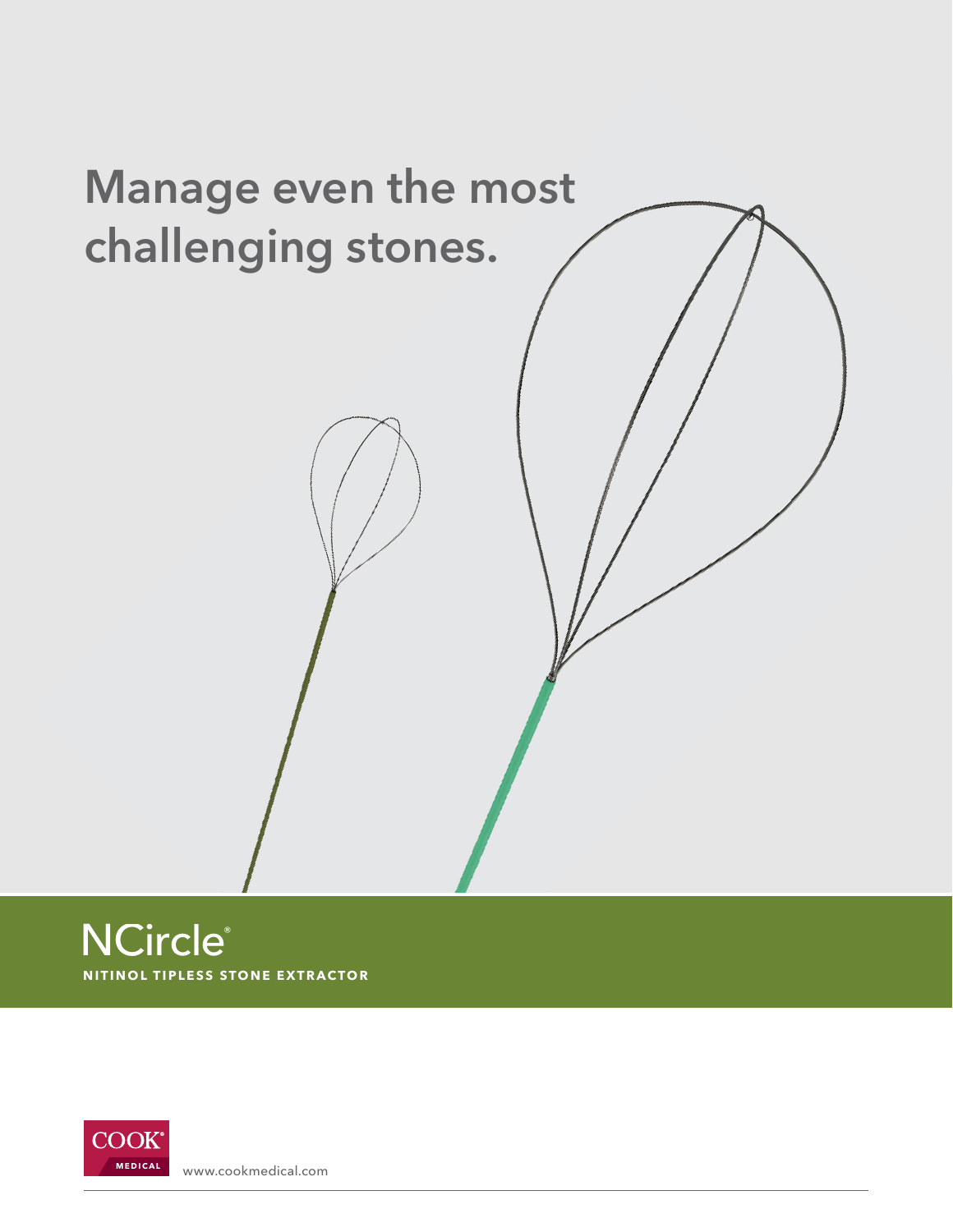# Manage even the most challenging stones.

## NCircle®

**NITINOL TIPLESS STONE EXTRACTOR**

COOK® MEDICAL

www.cookmedical.com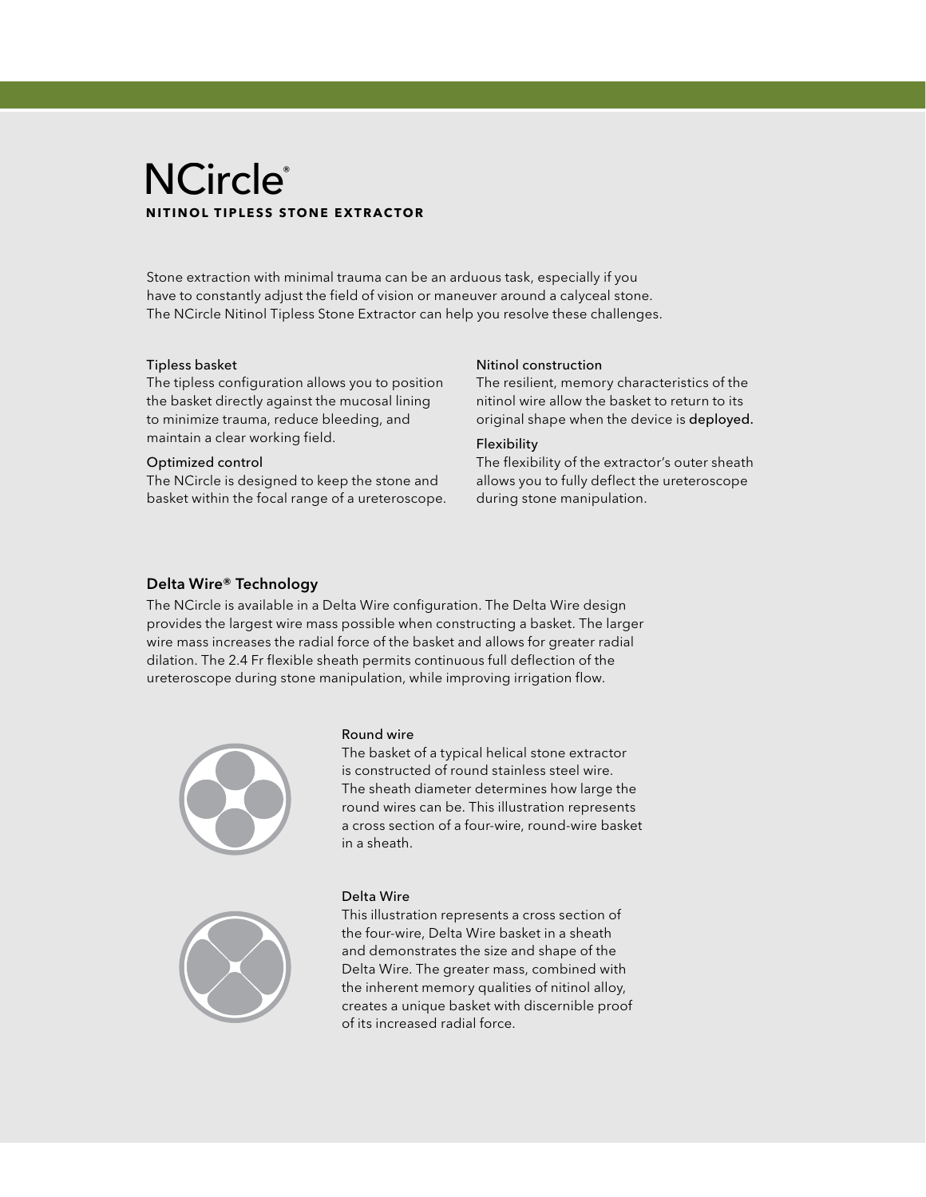# NCircle®

**NITINOL TIPLESS STONE EXTRACTOR**

Stone extraction with minimal trauma can be an arduous task, especially if you have to constantly adjust the field of vision or maneuver around a calyceal stone. The NCircle Nitinol Tipless Stone Extractor can help you resolve these challenges.

### Tipless basket

The tipless configuration allows you to position the basket directly against the mucosal lining to minimize trauma, reduce bleeding, and maintain a clear working field.

### Optimized control

The NCircle is designed to keep the stone and basket within the focal range of a ureteroscope.

### Nitinol construction

The resilient, memory characteristics of the nitinol wire allow the basket to return to its original shape when the device is deployed.

### Flexibility

The flexibility of the extractor's outer sheath allows you to fully deflect the ureteroscope during stone manipulation.

## Delta Wire® Technology

The NCircle is available in a Delta Wire configuration. The Delta Wire design provides the largest wire mass possible when constructing a basket. The larger wire mass increases the radial force of the basket and allows for greater radial dilation. The 2.4 Fr flexible sheath permits continuous full deflection of the ureteroscope during stone manipulation, while improving irrigation flow.

### Round wire

The basket of a typical helical stone extractor is constructed of round stainless steel wire. The sheath diameter determines how large the round wires can be. This illustration represents a cross section of a four-wire, round-wire basket in a sheath.

### Delta Wire

This illustration represents a cross section of the four-wire, Delta Wire basket in a sheath and demonstrates the size and shape of the Delta Wire. The greater mass, combined with the inherent memory qualities of nitinol alloy, creates a unique basket with discernible proof of its increased radial force.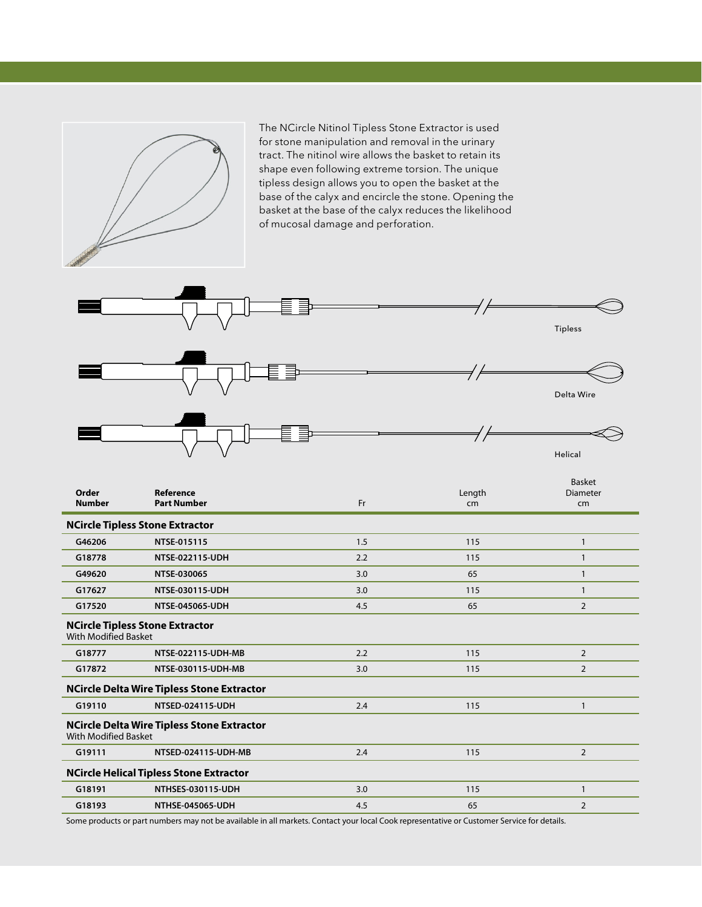The NCircle Nitinol Tipless Stone Extractor is used for stone manipulation and removal in the urinary tract. The nitinol wire allows the basket to retain its shape even following extreme torsion. The unique tipless design allows you to open the basket at the base of the calyx and encircle the stone. Opening the basket at the base of the calyx reduces the likelihood of mucosal damage and perforation.

Tipless

Delta Wire

Helical

| Order Number | Reference Part Number | Fr | Length cm | Basket Diameter cm |
|---|---|---|---|---|
| **NCircle Tipless Stone Extractor** | | | | |
| G46206 | NTSE-015115 | 1.5 | 115 | 1 |
| G18778 | NTSE-022115-UDH | 2.2 | 115 | 1 |
| G49620 | NTSE-030065 | 3.0 | 65 | 1 |
| G17627 | NTSE-030115-UDH | 3.0 | 115 | 1 |
| G17520 | NTSE-045065-UDH | 4.5 | 65 | 2 |
| **NCircle Tipless Stone Extractor** With Modified Basket | | | | |
| G18777 | NTSE-022115-UDH-MB | 2.2 | 115 | 2 |
| G17872 | NTSE-030115-UDH-MB | 3.0 | 115 | 2 |
| **NCircle Delta Wire Tipless Stone Extractor** | | | | |
| G19110 | NTSED-024115-UDH | 2.4 | 115 | 1 |
| **NCircle Delta Wire Tipless Stone Extractor** With Modified Basket | | | | |
| G19111 | NTSED-024115-UDH-MB | 2.4 | 115 | 2 |
| **NCircle Helical Tipless Stone Extractor** | | | | |
| G18191 | NTHSES-030115-UDH | 3.0 | 115 | 1 |
| G18193 | NTHSE-045065-UDH | 4.5 | 65 | 2 |

Some products or part numbers may not be available in all markets. Contact your local Cook representative or Customer Service for details.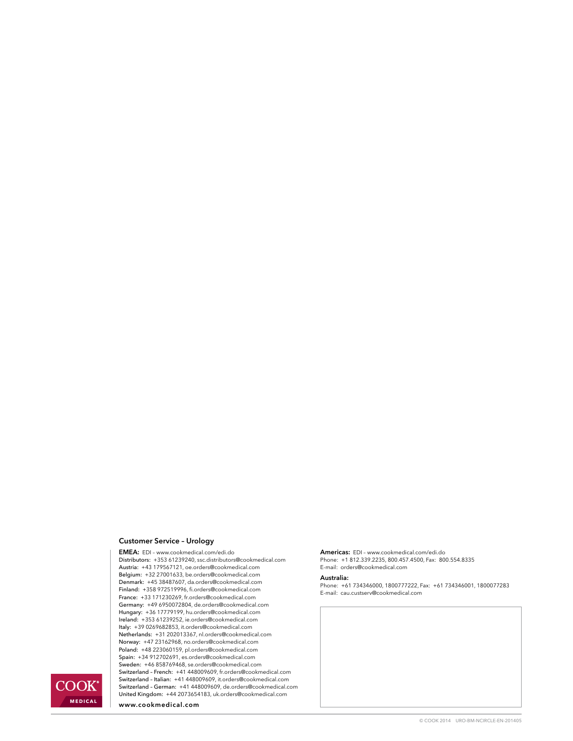## Customer Service – Urology

**EMEA:** EDI – www.cookmedical.com/edi.do
**Distributors:** +353 61239240, ssc.distributors@cookmedical.com
**Austria:** +43 179567121, oe.orders@cookmedical.com
**Belgium:** +32 27001633, be.orders@cookmedical.com
**Denmark:** +45 38487607, da.orders@cookmedical.com
**Finland:** +358 972519996, fi.orders@cookmedical.com
**France:** +33 171230269, fr.orders@cookmedical.com
**Germany:** +49 6950072804, de.orders@cookmedical.com
**Hungary:** +36 17779199, hu.orders@cookmedical.com
**Ireland:** +353 61239252, ie.orders@cookmedical.com
**Italy:** +39 0269682853, it.orders@cookmedical.com
**Netherlands:** +31 202013367, nl.orders@cookmedical.com
**Norway:** +47 23162968, no.orders@cookmedical.com
**Poland:** +48 223060159, pl.orders@cookmedical.com
**Spain:** +34 912702691, es.orders@cookmedical.com
**Sweden:** +46 858769468, se.orders@cookmedical.com
**Switzerland – French:** +41 448009609, fr.orders@cookmedical.com
**Switzerland – Italian:** +41 448009609, it.orders@cookmedical.com
**Switzerland – German:** +41 448009609, de.orders@cookmedical.com
**United Kingdom:** +44 2073654183, uk.orders@cookmedical.com

**www.cookmedical.com**

**Americas:** EDI – www.cookmedical.com/edi.do
Phone: +1 812.339.2235, 800.457.4500, Fax: 800.554.8335
E-mail: orders@cookmedical.com

**Australia:**
Phone: +61 734346000, 1800777222, Fax: +61 734346001, 1800077283
E-mail: cau.custserv@cookmedical.com

COOK® MEDICAL

© COOK 2014 URO-BM-NCIRCLE-EN-201405